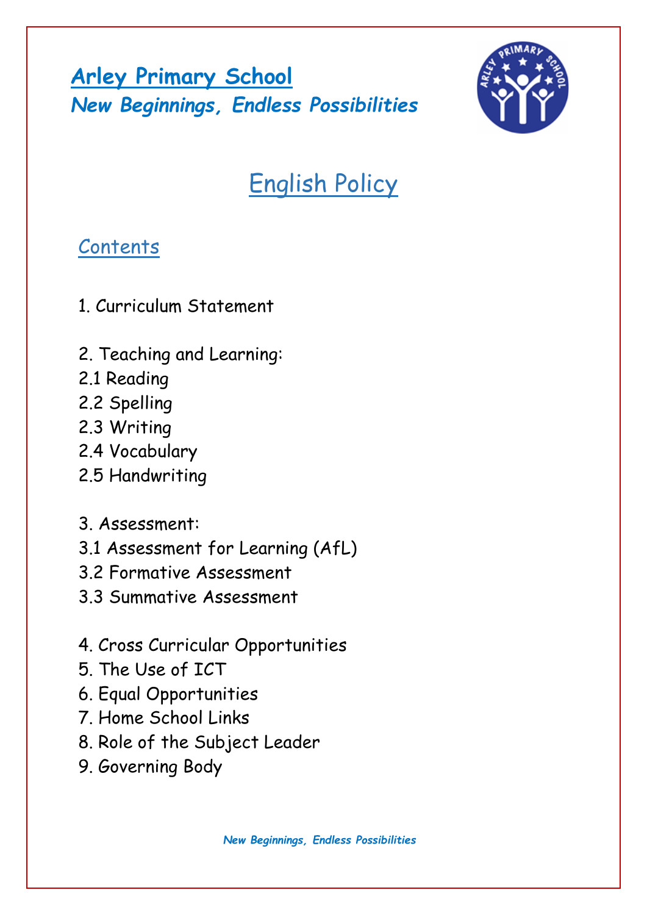# Arley Primary School

***New Beginnings, Endless Possibilities***

## English Policy

### Contents

1. Curriculum Statement

2. Teaching and Learning:
2.1 Reading
2.2 Spelling
2.3 Writing
2.4 Vocabulary
2.5 Handwriting

3. Assessment:
3.1 Assessment for Learning (AfL)
3.2 Formative Assessment
3.3 Summative Assessment

4. Cross Curricular Opportunities
5. The Use of ICT
6. Equal Opportunities
7. Home School Links
8. Role of the Subject Leader
9. Governing Body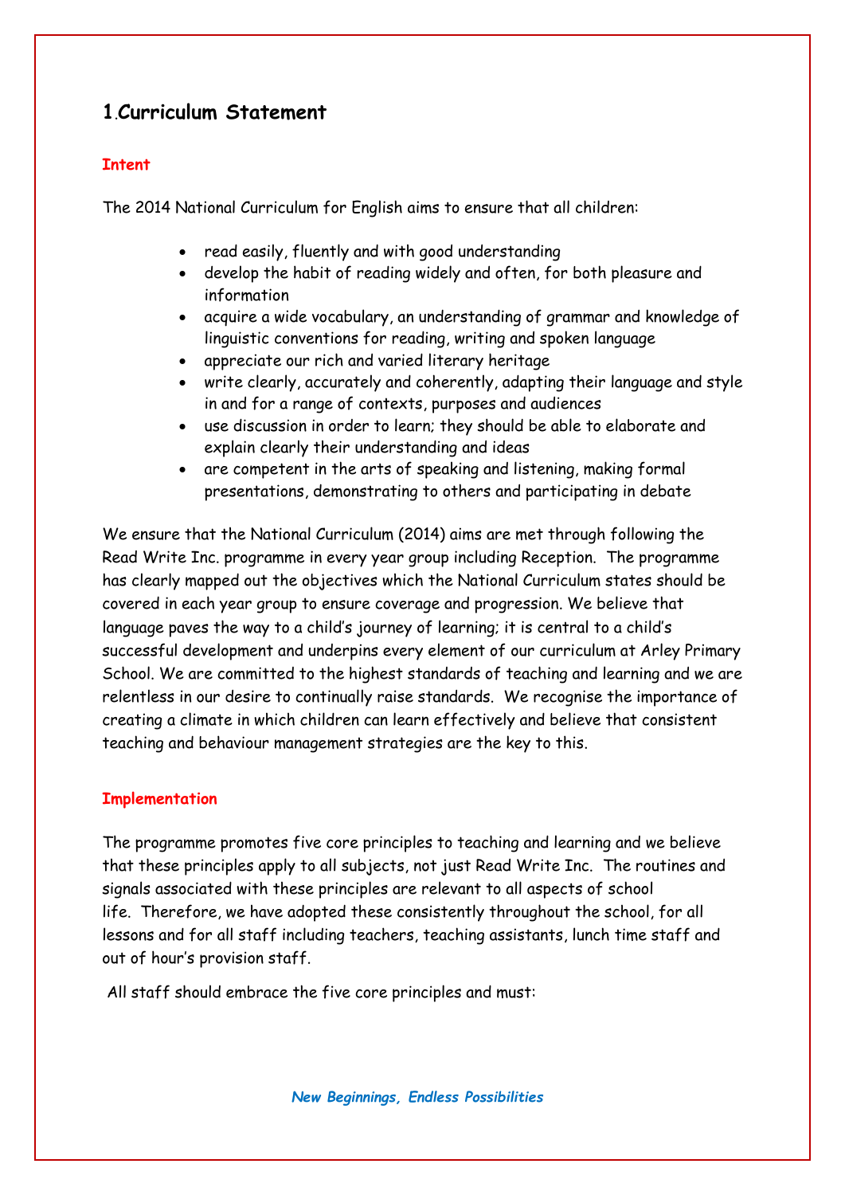## 1. Curriculum Statement

### Intent

The 2014 National Curriculum for English aims to ensure that all children:

- read easily, fluently and with good understanding
- develop the habit of reading widely and often, for both pleasure and information
- acquire a wide vocabulary, an understanding of grammar and knowledge of linguistic conventions for reading, writing and spoken language
- appreciate our rich and varied literary heritage
- write clearly, accurately and coherently, adapting their language and style in and for a range of contexts, purposes and audiences
- use discussion in order to learn; they should be able to elaborate and explain clearly their understanding and ideas
- are competent in the arts of speaking and listening, making formal presentations, demonstrating to others and participating in debate

We ensure that the National Curriculum (2014) aims are met through following the Read Write Inc. programme in every year group including Reception. The programme has clearly mapped out the objectives which the National Curriculum states should be covered in each year group to ensure coverage and progression. We believe that language paves the way to a child's journey of learning; it is central to a child's successful development and underpins every element of our curriculum at Arley Primary School. We are committed to the highest standards of teaching and learning and we are relentless in our desire to continually raise standards. We recognise the importance of creating a climate in which children can learn effectively and believe that consistent teaching and behaviour management strategies are the key to this.

### Implementation

The programme promotes five core principles to teaching and learning and we believe that these principles apply to all subjects, not just Read Write Inc. The routines and signals associated with these principles are relevant to all aspects of school life. Therefore, we have adopted these consistently throughout the school, for all lessons and for all staff including teachers, teaching assistants, lunch time staff and out of hour's provision staff.

All staff should embrace the five core principles and must: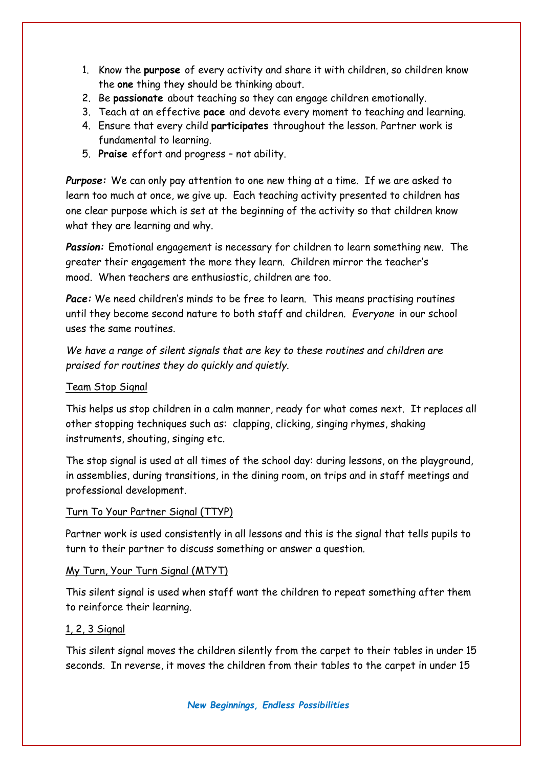1. Know the **purpose** of every activity and share it with children, so children know the **one** thing they should be thinking about.
2. Be **passionate** about teaching so they can engage children emotionally.
3. Teach at an effective **pace** and devote every moment to teaching and learning.
4. Ensure that every child **participates** throughout the lesson. Partner work is fundamental to learning.
5. **Praise** effort and progress – not ability.

***Purpose:*** We can only pay attention to one new thing at a time. If we are asked to learn too much at once, we give up. Each teaching activity presented to children has one clear purpose which is set at the beginning of the activity so that children know what they are learning and why.

***Passion:*** Emotional engagement is necessary for children to learn something new. The greater their engagement the more they learn. Children mirror the teacher's mood. When teachers are enthusiastic, children are too.

***Pace:*** We need children's minds to be free to learn. This means practising routines until they become second nature to both staff and children. *Everyone* in our school uses the same routines.

*We have a range of silent signals that are key to these routines and children are praised for routines they do quickly and quietly.*

Team Stop Signal

This helps us stop children in a calm manner, ready for what comes next. It replaces all other stopping techniques such as: clapping, clicking, singing rhymes, shaking instruments, shouting, singing etc.

The stop signal is used at all times of the school day: during lessons, on the playground, in assemblies, during transitions, in the dining room, on trips and in staff meetings and professional development.

Turn To Your Partner Signal (TTYP)

Partner work is used consistently in all lessons and this is the signal that tells pupils to turn to their partner to discuss something or answer a question.

My Turn, Your Turn Signal (MTYT)

This silent signal is used when staff want the children to repeat something after them to reinforce their learning.

1, 2, 3 Signal

This silent signal moves the children silently from the carpet to their tables in under 15 seconds. In reverse, it moves the children from their tables to the carpet in under 15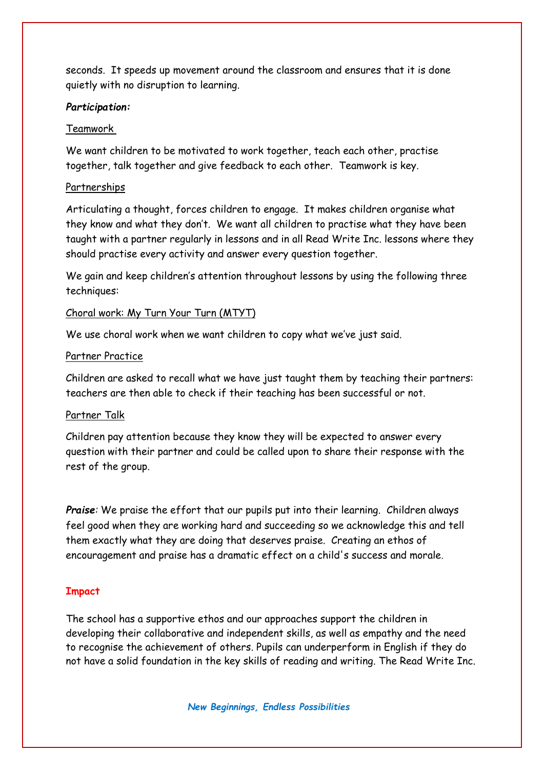seconds. It speeds up movement around the classroom and ensures that it is done quietly with no disruption to learning.

***Participation:***

Teamwork

We want children to be motivated to work together, teach each other, practise together, talk together and give feedback to each other. Teamwork is key.

Partnerships

Articulating a thought, forces children to engage. It makes children organise what they know and what they don't. We want all children to practise what they have been taught with a partner regularly in lessons and in all Read Write Inc. lessons where they should practise every activity and answer every question together.

We gain and keep children's attention throughout lessons by using the following three techniques:

Choral work: My Turn Your Turn (MTYT)

We use choral work when we want children to copy what we've just said.

Partner Practice

Children are asked to recall what we have just taught them by teaching their partners: teachers are then able to check if their teaching has been successful or not.

Partner Talk

Children pay attention because they know they will be expected to answer every question with their partner and could be called upon to share their response with the rest of the group.

***Praise***: We praise the effort that our pupils put into their learning. Children always feel good when they are working hard and succeeding so we acknowledge this and tell them exactly what they are doing that deserves praise. Creating an ethos of encouragement and praise has a dramatic effect on a child's success and morale.

## Impact

The school has a supportive ethos and our approaches support the children in developing their collaborative and independent skills, as well as empathy and the need to recognise the achievement of others. Pupils can underperform in English if they do not have a solid foundation in the key skills of reading and writing. The Read Write Inc.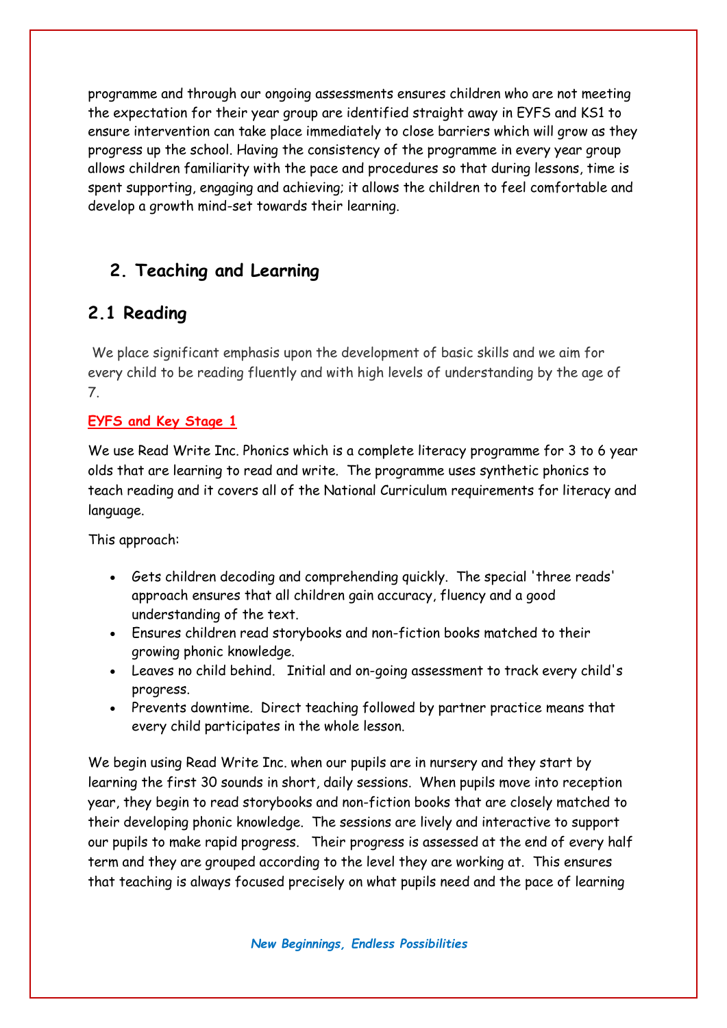programme and through our ongoing assessments ensures children who are not meeting the expectation for their year group are identified straight away in EYFS and KS1 to ensure intervention can take place immediately to close barriers which will grow as they progress up the school. Having the consistency of the programme in every year group allows children familiarity with the pace and procedures so that during lessons, time is spent supporting, engaging and achieving; it allows the children to feel comfortable and develop a growth mind-set towards their learning.

## 2. Teaching and Learning

## 2.1 Reading

We place significant emphasis upon the development of basic skills and we aim for every child to be reading fluently and with high levels of understanding by the age of 7.

**EYFS and Key Stage 1**

We use Read Write Inc. Phonics which is a complete literacy programme for 3 to 6 year olds that are learning to read and write. The programme uses synthetic phonics to teach reading and it covers all of the National Curriculum requirements for literacy and language.

This approach:

- Gets children decoding and comprehending quickly. The special 'three reads' approach ensures that all children gain accuracy, fluency and a good understanding of the text.
- Ensures children read storybooks and non-fiction books matched to their growing phonic knowledge.
- Leaves no child behind. Initial and on-going assessment to track every child's progress.
- Prevents downtime. Direct teaching followed by partner practice means that every child participates in the whole lesson.

We begin using Read Write Inc. when our pupils are in nursery and they start by learning the first 30 sounds in short, daily sessions. When pupils move into reception year, they begin to read storybooks and non-fiction books that are closely matched to their developing phonic knowledge. The sessions are lively and interactive to support our pupils to make rapid progress. Their progress is assessed at the end of every half term and they are grouped according to the level they are working at. This ensures that teaching is always focused precisely on what pupils need and the pace of learning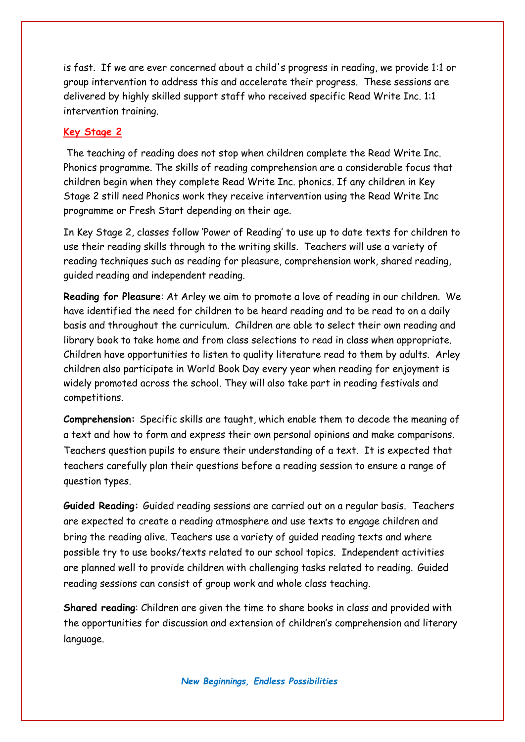is fast. If we are ever concerned about a child's progress in reading, we provide 1:1 or group intervention to address this and accelerate their progress. These sessions are delivered by highly skilled support staff who received specific Read Write Inc. 1:1 intervention training.

## Key Stage 2

The teaching of reading does not stop when children complete the Read Write Inc. Phonics programme. The skills of reading comprehension are a considerable focus that children begin when they complete Read Write Inc. phonics. If any children in Key Stage 2 still need Phonics work they receive intervention using the Read Write Inc programme or Fresh Start depending on their age.

In Key Stage 2, classes follow 'Power of Reading' to use up to date texts for children to use their reading skills through to the writing skills. Teachers will use a variety of reading techniques such as reading for pleasure, comprehension work, shared reading, guided reading and independent reading.

**Reading for Pleasure**: At Arley we aim to promote a love of reading in our children. We have identified the need for children to be heard reading and to be read to on a daily basis and throughout the curriculum. Children are able to select their own reading and library book to take home and from class selections to read in class when appropriate. Children have opportunities to listen to quality literature read to them by adults. Arley children also participate in World Book Day every year when reading for enjoyment is widely promoted across the school. They will also take part in reading festivals and competitions.

**Comprehension:** Specific skills are taught, which enable them to decode the meaning of a text and how to form and express their own personal opinions and make comparisons. Teachers question pupils to ensure their understanding of a text. It is expected that teachers carefully plan their questions before a reading session to ensure a range of question types.

**Guided Reading:** Guided reading sessions are carried out on a regular basis. Teachers are expected to create a reading atmosphere and use texts to engage children and bring the reading alive. Teachers use a variety of guided reading texts and where possible try to use books/texts related to our school topics. Independent activities are planned well to provide children with challenging tasks related to reading. Guided reading sessions can consist of group work and whole class teaching.

**Shared reading**: Children are given the time to share books in class and provided with the opportunities for discussion and extension of children's comprehension and literary language.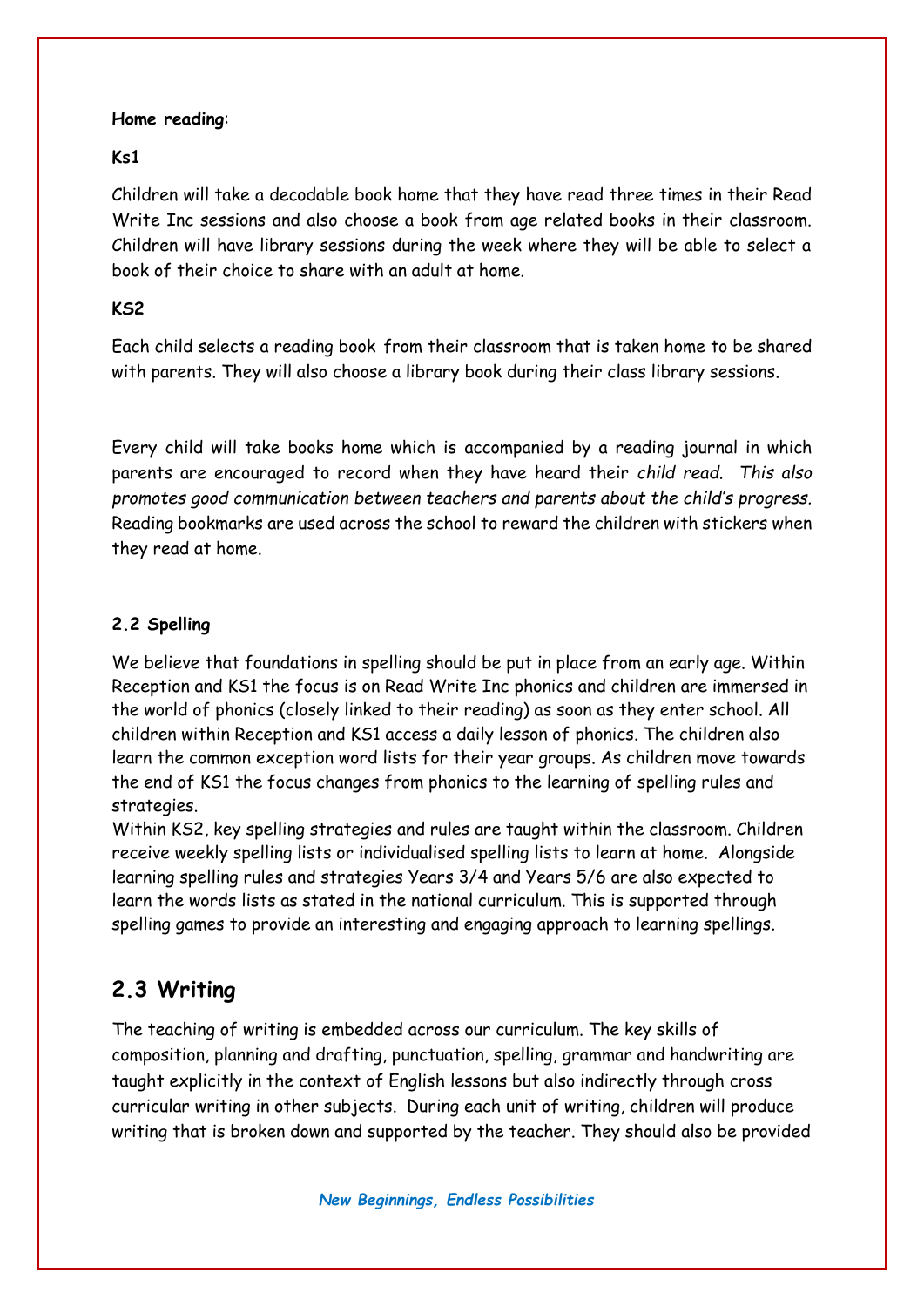**Home reading**:

**Ks1**

Children will take a decodable book home that they have read three times in their Read Write Inc sessions and also choose a book from age related books in their classroom. Children will have library sessions during the week where they will be able to select a book of their choice to share with an adult at home.

**KS2**

Each child selects a reading book from their classroom that is taken home to be shared with parents. They will also choose a library book during their class library sessions.

Every child will take books home which is accompanied by a reading journal in which parents are encouraged to record when they have heard their *child read. This also promotes good communication between teachers and parents about the child's progress*. Reading bookmarks are used across the school to reward the children with stickers when they read at home.

**2.2 Spelling**

We believe that foundations in spelling should be put in place from an early age. Within Reception and KS1 the focus is on Read Write Inc phonics and children are immersed in the world of phonics (closely linked to their reading) as soon as they enter school. All children within Reception and KS1 access a daily lesson of phonics. The children also learn the common exception word lists for their year groups. As children move towards the end of KS1 the focus changes from phonics to the learning of spelling rules and strategies.

Within KS2, key spelling strategies and rules are taught within the classroom. Children receive weekly spelling lists or individualised spelling lists to learn at home. Alongside learning spelling rules and strategies Years 3/4 and Years 5/6 are also expected to learn the words lists as stated in the national curriculum. This is supported through spelling games to provide an interesting and engaging approach to learning spellings.

## 2.3 Writing

The teaching of writing is embedded across our curriculum. The key skills of composition, planning and drafting, punctuation, spelling, grammar and handwriting are taught explicitly in the context of English lessons but also indirectly through cross curricular writing in other subjects. During each unit of writing, children will produce writing that is broken down and supported by the teacher. They should also be provided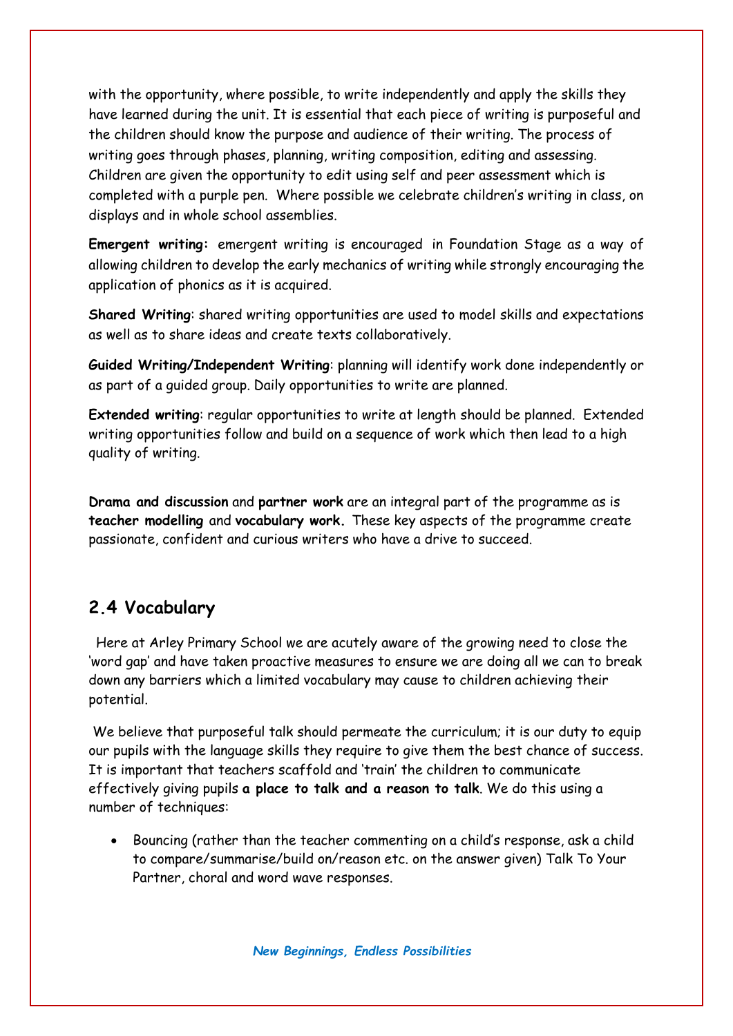with the opportunity, where possible, to write independently and apply the skills they have learned during the unit. It is essential that each piece of writing is purposeful and the children should know the purpose and audience of their writing. The process of writing goes through phases, planning, writing composition, editing and assessing. Children are given the opportunity to edit using self and peer assessment which is completed with a purple pen. Where possible we celebrate children's writing in class, on displays and in whole school assemblies.

**Emergent writing:** emergent writing is encouraged in Foundation Stage as a way of allowing children to develop the early mechanics of writing while strongly encouraging the application of phonics as it is acquired.

**Shared Writing**: shared writing opportunities are used to model skills and expectations as well as to share ideas and create texts collaboratively.

**Guided Writing/Independent Writing**: planning will identify work done independently or as part of a guided group. Daily opportunities to write are planned.

**Extended writing**: regular opportunities to write at length should be planned. Extended writing opportunities follow and build on a sequence of work which then lead to a high quality of writing.

**Drama and discussion** and **partner work** are an integral part of the programme as is **teacher modelling** and **vocabulary work.** These key aspects of the programme create passionate, confident and curious writers who have a drive to succeed.

## 2.4 Vocabulary

Here at Arley Primary School we are acutely aware of the growing need to close the 'word gap' and have taken proactive measures to ensure we are doing all we can to break down any barriers which a limited vocabulary may cause to children achieving their potential.

We believe that purposeful talk should permeate the curriculum; it is our duty to equip our pupils with the language skills they require to give them the best chance of success. It is important that teachers scaffold and 'train' the children to communicate effectively giving pupils **a place to talk and a reason to talk**. We do this using a number of techniques:

- Bouncing (rather than the teacher commenting on a child's response, ask a child to compare/summarise/build on/reason etc. on the answer given) Talk To Your Partner, choral and word wave responses.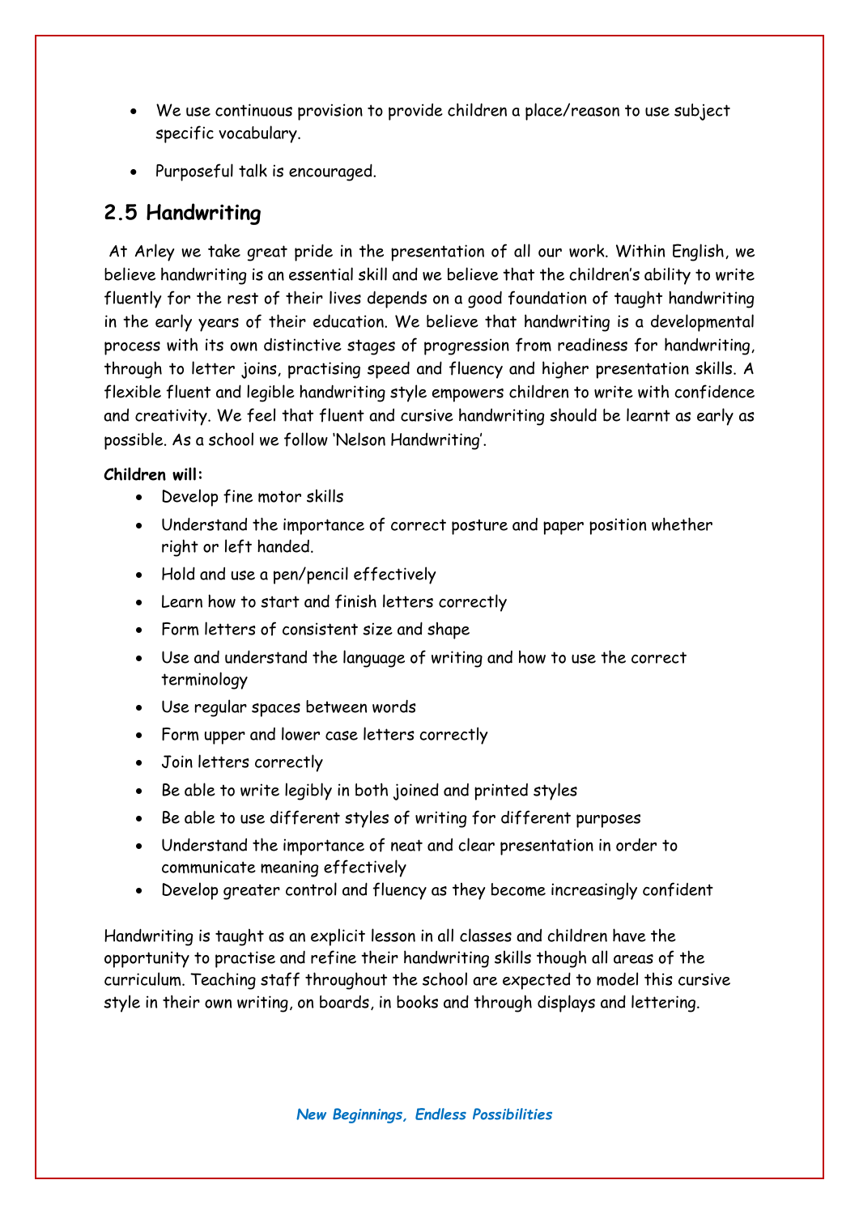- We use continuous provision to provide children a place/reason to use subject specific vocabulary.
- Purposeful talk is encouraged.

## 2.5 Handwriting

At Arley we take great pride in the presentation of all our work. Within English, we believe handwriting is an essential skill and we believe that the children's ability to write fluently for the rest of their lives depends on a good foundation of taught handwriting in the early years of their education. We believe that handwriting is a developmental process with its own distinctive stages of progression from readiness for handwriting, through to letter joins, practising speed and fluency and higher presentation skills. A flexible fluent and legible handwriting style empowers children to write with confidence and creativity. We feel that fluent and cursive handwriting should be learnt as early as possible. As a school we follow 'Nelson Handwriting'.

**Children will:**

- Develop fine motor skills
- Understand the importance of correct posture and paper position whether right or left handed.
- Hold and use a pen/pencil effectively
- Learn how to start and finish letters correctly
- Form letters of consistent size and shape
- Use and understand the language of writing and how to use the correct terminology
- Use regular spaces between words
- Form upper and lower case letters correctly
- Join letters correctly
- Be able to write legibly in both joined and printed styles
- Be able to use different styles of writing for different purposes
- Understand the importance of neat and clear presentation in order to communicate meaning effectively
- Develop greater control and fluency as they become increasingly confident

Handwriting is taught as an explicit lesson in all classes and children have the opportunity to practise and refine their handwriting skills though all areas of the curriculum. Teaching staff throughout the school are expected to model this cursive style in their own writing, on boards, in books and through displays and lettering.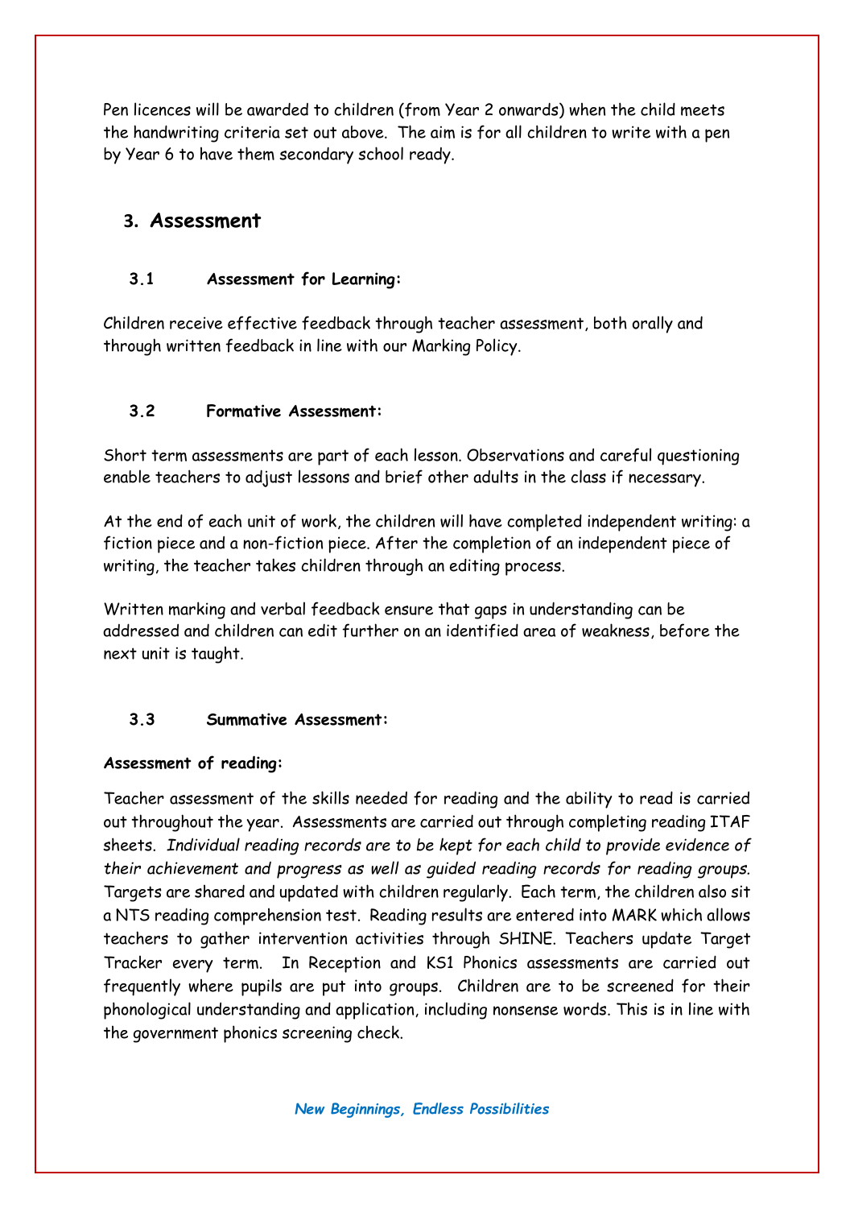Pen licences will be awarded to children (from Year 2 onwards) when the child meets the handwriting criteria set out above. The aim is for all children to write with a pen by Year 6 to have them secondary school ready.

## 3. Assessment

### 3.1 Assessment for Learning:

Children receive effective feedback through teacher assessment, both orally and through written feedback in line with our Marking Policy.

### 3.2 Formative Assessment:

Short term assessments are part of each lesson. Observations and careful questioning enable teachers to adjust lessons and brief other adults in the class if necessary.

At the end of each unit of work, the children will have completed independent writing: a fiction piece and a non-fiction piece. After the completion of an independent piece of writing, the teacher takes children through an editing process.

Written marking and verbal feedback ensure that gaps in understanding can be addressed and children can edit further on an identified area of weakness, before the next unit is taught.

### 3.3 Summative Assessment:

**Assessment of reading:**

Teacher assessment of the skills needed for reading and the ability to read is carried out throughout the year. Assessments are carried out through completing reading ITAF sheets. *Individual reading records are to be kept for each child to provide evidence of their achievement and progress as well as guided reading records for reading groups.* Targets are shared and updated with children regularly. Each term, the children also sit a NTS reading comprehension test. Reading results are entered into MARK which allows teachers to gather intervention activities through SHINE. Teachers update Target Tracker every term. In Reception and KS1 Phonics assessments are carried out frequently where pupils are put into groups. Children are to be screened for their phonological understanding and application, including nonsense words. This is in line with the government phonics screening check.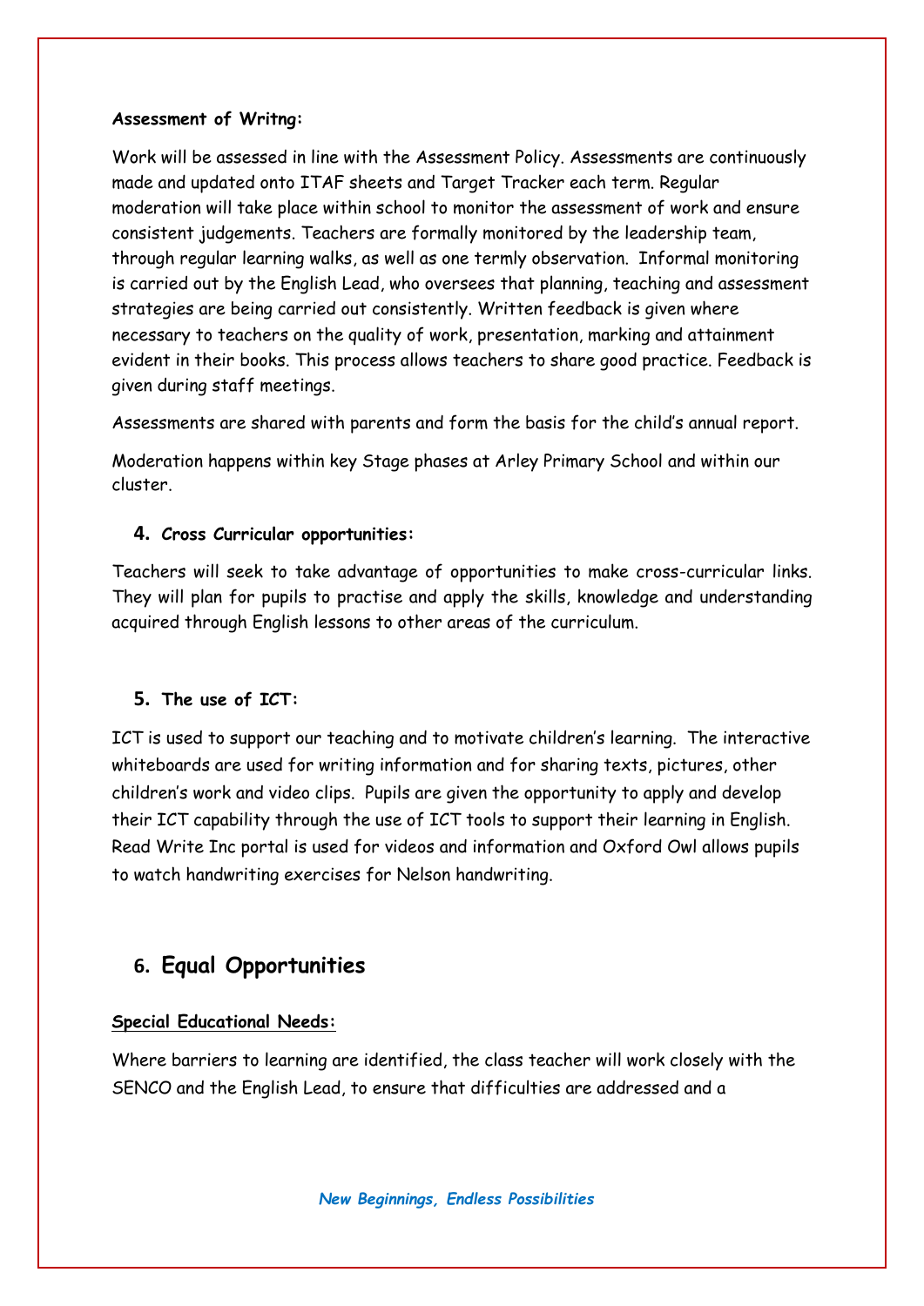**Assessment of Writng:**

Work will be assessed in line with the Assessment Policy. Assessments are continuously made and updated onto ITAF sheets and Target Tracker each term. Regular moderation will take place within school to monitor the assessment of work and ensure consistent judgements. Teachers are formally monitored by the leadership team, through regular learning walks, as well as one termly observation. Informal monitoring is carried out by the English Lead, who oversees that planning, teaching and assessment strategies are being carried out consistently. Written feedback is given where necessary to teachers on the quality of work, presentation, marking and attainment evident in their books. This process allows teachers to share good practice. Feedback is given during staff meetings.

Assessments are shared with parents and form the basis for the child's annual report.

Moderation happens within key Stage phases at Arley Primary School and within our cluster.

**4. Cross Curricular opportunities:**

Teachers will seek to take advantage of opportunities to make cross-curricular links. They will plan for pupils to practise and apply the skills, knowledge and understanding acquired through English lessons to other areas of the curriculum.

**5. The use of ICT:**

ICT is used to support our teaching and to motivate children's learning. The interactive whiteboards are used for writing information and for sharing texts, pictures, other children's work and video clips. Pupils are given the opportunity to apply and develop their ICT capability through the use of ICT tools to support their learning in English. Read Write Inc portal is used for videos and information and Oxford Owl allows pupils to watch handwriting exercises for Nelson handwriting.

## 6. Equal Opportunities

**Special Educational Needs:**

Where barriers to learning are identified, the class teacher will work closely with the SENCO and the English Lead, to ensure that difficulties are addressed and a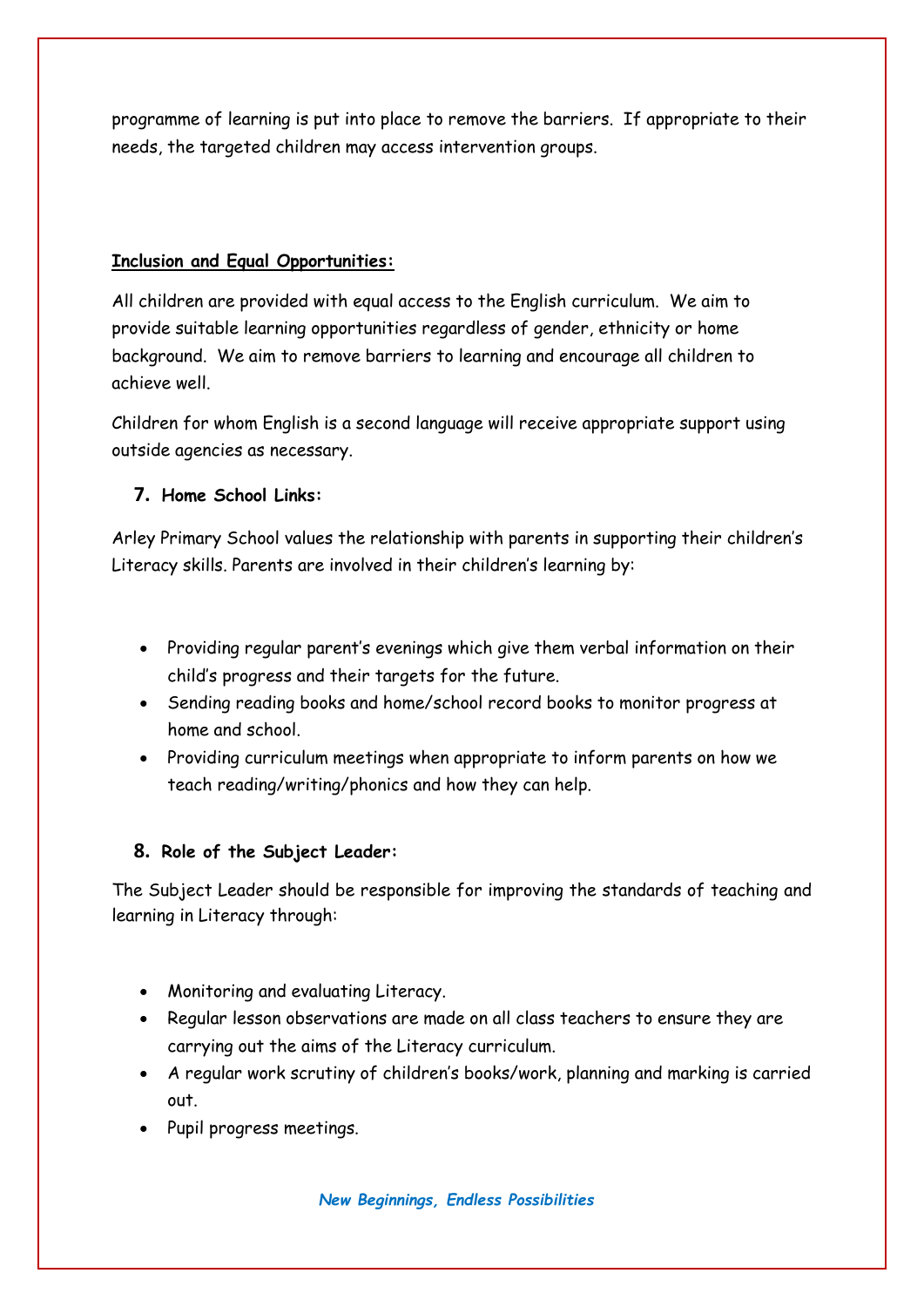programme of learning is put into place to remove the barriers. If appropriate to their needs, the targeted children may access intervention groups.

**Inclusion and Equal Opportunities:**

All children are provided with equal access to the English curriculum. We aim to provide suitable learning opportunities regardless of gender, ethnicity or home background. We aim to remove barriers to learning and encourage all children to achieve well.

Children for whom English is a second language will receive appropriate support using outside agencies as necessary.

## 7. Home School Links:

Arley Primary School values the relationship with parents in supporting their children's Literacy skills. Parents are involved in their children's learning by:

- Providing regular parent's evenings which give them verbal information on their child's progress and their targets for the future.
- Sending reading books and home/school record books to monitor progress at home and school.
- Providing curriculum meetings when appropriate to inform parents on how we teach reading/writing/phonics and how they can help.

## 8. Role of the Subject Leader:

The Subject Leader should be responsible for improving the standards of teaching and learning in Literacy through:

- Monitoring and evaluating Literacy.
- Regular lesson observations are made on all class teachers to ensure they are carrying out the aims of the Literacy curriculum.
- A regular work scrutiny of children's books/work, planning and marking is carried out.
- Pupil progress meetings.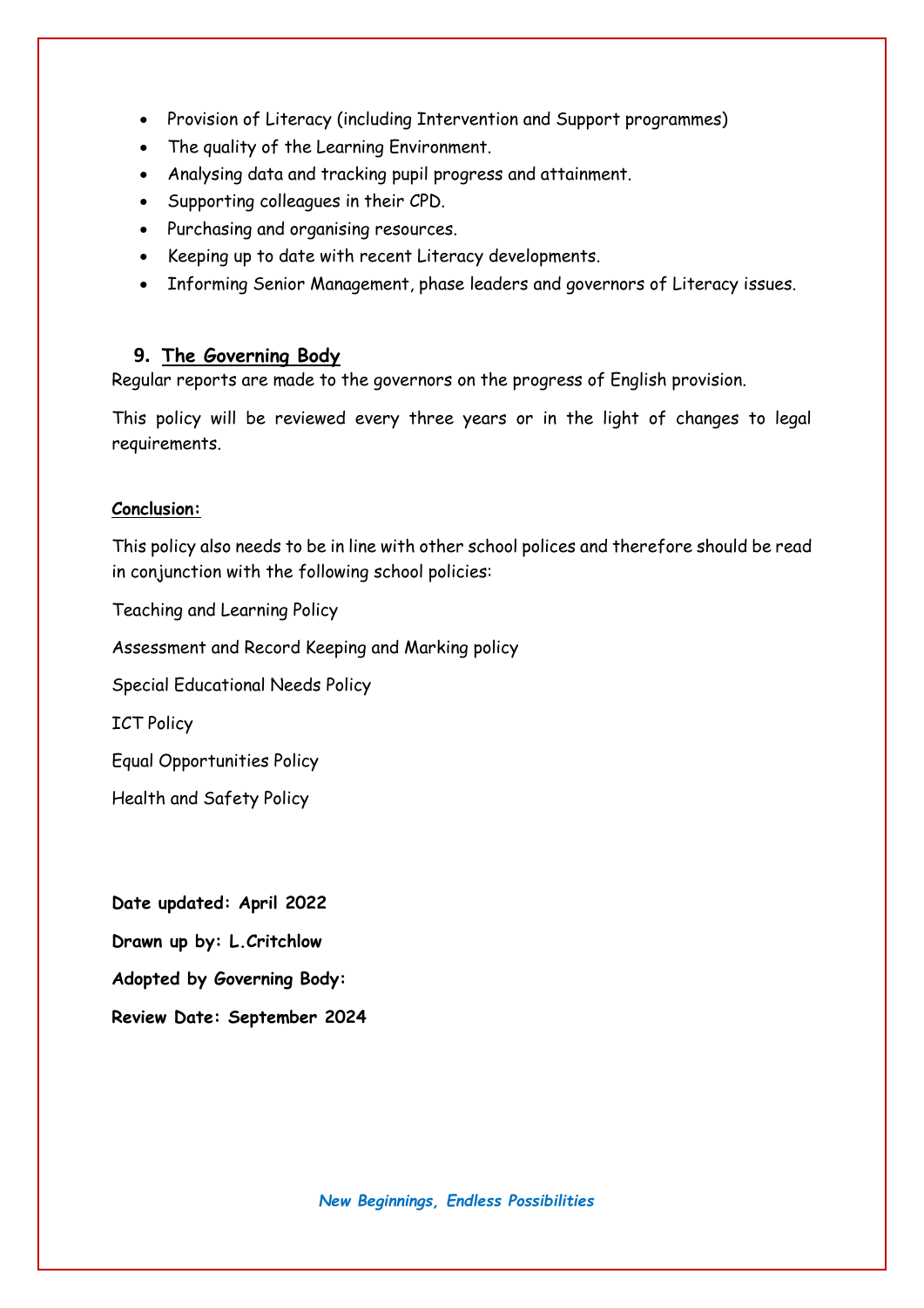- Provision of Literacy (including Intervention and Support programmes)
- The quality of the Learning Environment.
- Analysing data and tracking pupil progress and attainment.
- Supporting colleagues in their CPD.
- Purchasing and organising resources.
- Keeping up to date with recent Literacy developments.
- Informing Senior Management, phase leaders and governors of Literacy issues.

## 9. The Governing Body

Regular reports are made to the governors on the progress of English provision.

This policy will be reviewed every three years or in the light of changes to legal requirements.

**Conclusion:**

This policy also needs to be in line with other school polices and therefore should be read in conjunction with the following school policies:

Teaching and Learning Policy

Assessment and Record Keeping and Marking policy

Special Educational Needs Policy

ICT Policy

Equal Opportunities Policy

Health and Safety Policy

**Date updated: April 2022**

**Drawn up by: L.Critchlow**

**Adopted by Governing Body:**

**Review Date: September 2024**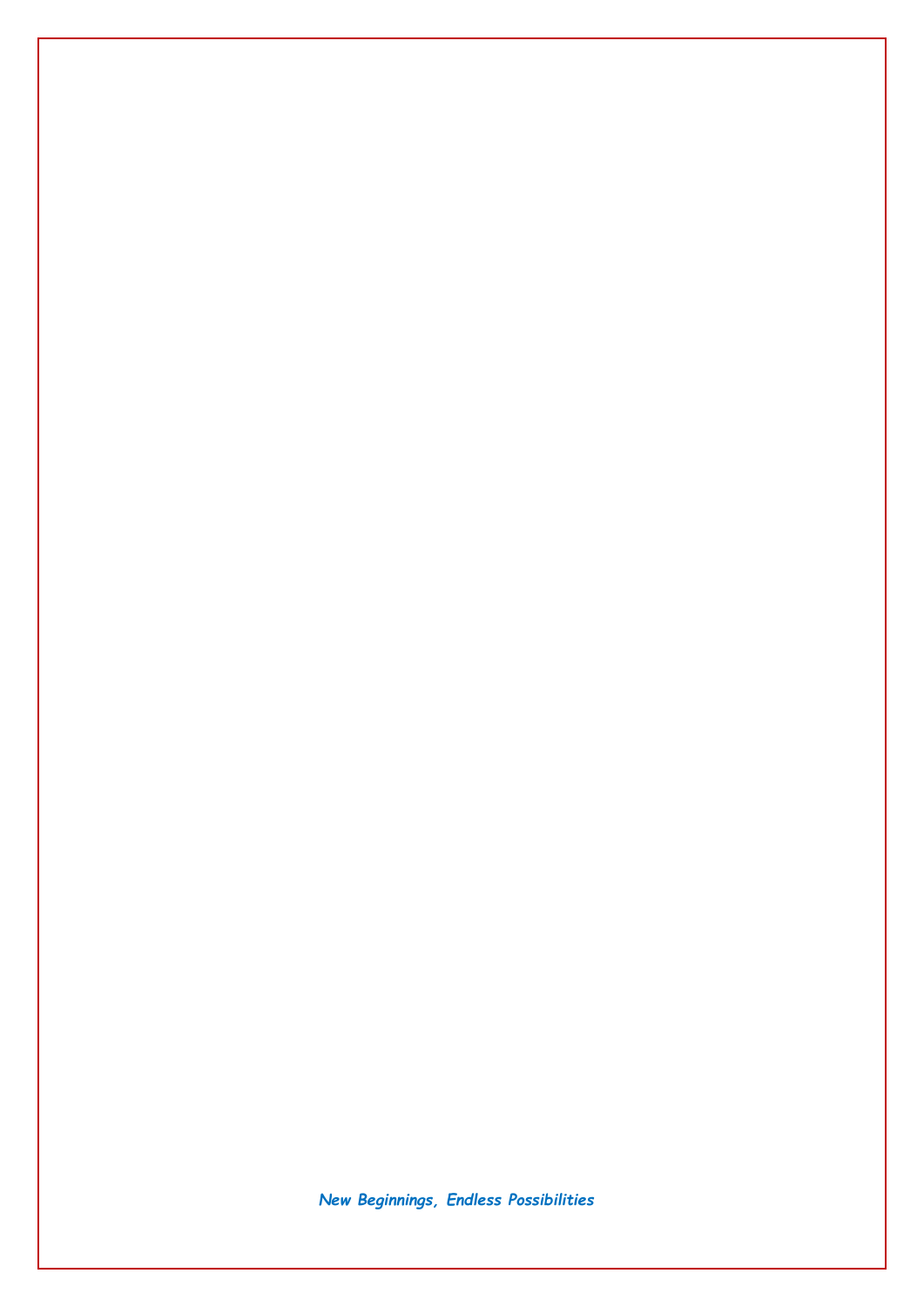***New Beginnings, Endless Possibilities***